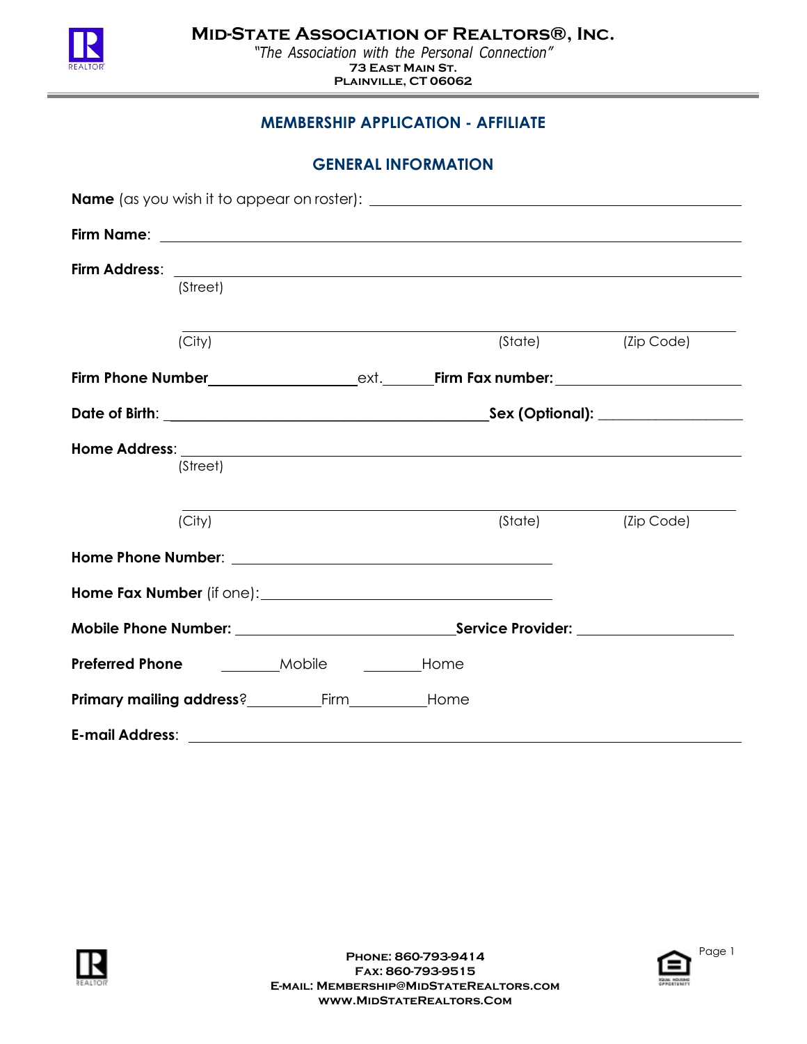# Mid-State Association of Realtors®, Inc.

*"The Association with the Personal Connection"*

**73 East Main St.**
**Plainville, CT 06062**

## MEMBERSHIP APPLICATION - AFFILIATE

### GENERAL INFORMATION

**Name** (as you wish it to appear on roster): ____________________________________________

**Firm Name**: ____________________________________________

**Firm Address**: ____________________________________________
(Street)

____________________________________________
(City) (State) (Zip Code)

**Firm Phone Number** __________________ ext. ______ **Firm Fax number:** ____________________

**Date of Birth**: ________________________________________ **Sex (Optional):** ________________

**Home Address**: ____________________________________________
(Street)

____________________________________________
(City) (State) (Zip Code)

**Home Phone Number**: ________________________________________

**Home Fax Number** (if one): ________________________________________

**Mobile Phone Number:** ____________________________ **Service Provider:** ____________________

**Preferred Phone** ________Mobile ________Home

**Primary mailing address**? __________Firm __________Home

**E-mail Address**: ____________________________________________

**Phone: 860-793-9414**
**Fax: 860-793-9515**
**E-mail: Membership@MidStateRealtors.com**
**www.MidStateRealtors.Com**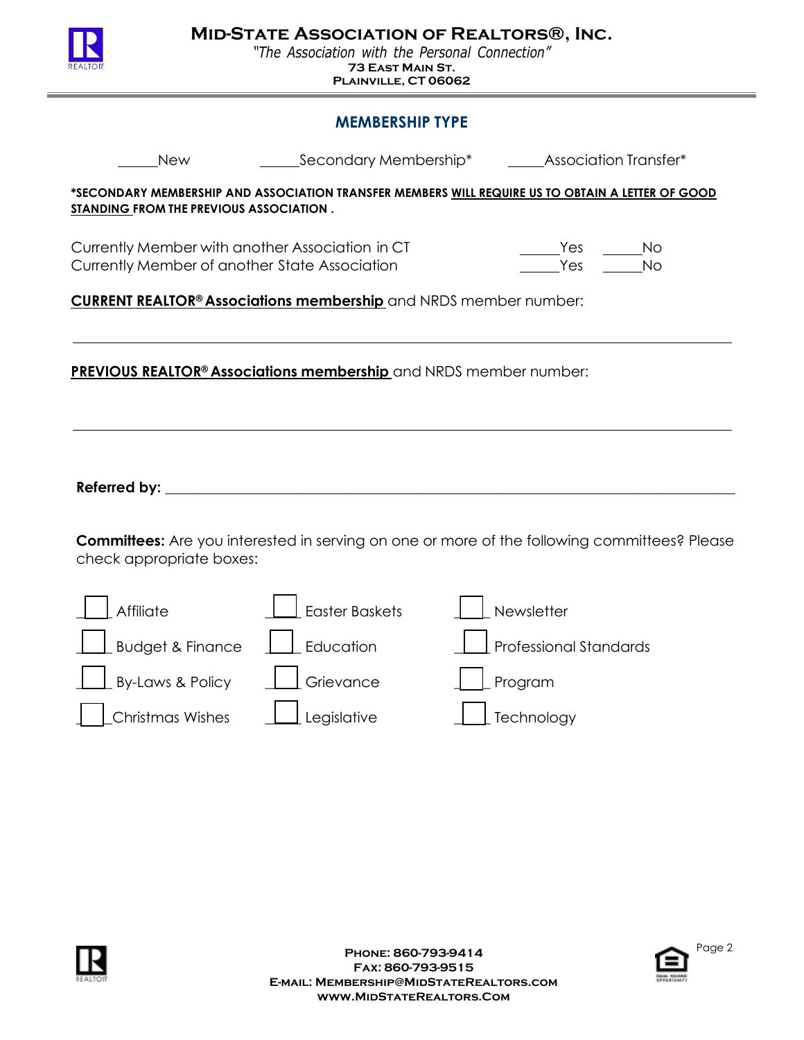# MID-STATE ASSOCIATION OF REALTORS®, INC.

*"The Association with the Personal Connection"*

**73 EAST MAIN ST.**
**PLAINVILLE, CT 06062**

## MEMBERSHIP TYPE

_____New     _____Secondary Membership*     _____Association Transfer*

***SECONDARY MEMBERSHIP AND ASSOCIATION TRANSFER MEMBERS WILL REQUIRE US TO OBTAIN A LETTER OF GOOD STANDING FROM THE PREVIOUS ASSOCIATION .**

Currently Member with another Association in CT     _____Yes     _____No

Currently Member of another State Association     _____Yes     _____No

**CURRENT REALTOR® Associations membership** and NRDS member number:

_______________________________________________________________________________

**PREVIOUS REALTOR® Associations membership** and NRDS member number:

_______________________________________________________________________________

**Referred by:** _______________________________________________________________

**Committees:** Are you interested in serving on one or more of the following committees? Please check appropriate boxes:

| | | |
|---|---|---|
| ☐ Affiliate | ☐ Easter Baskets | ☐ Newsletter |
| ☐ Budget & Finance | ☐ Education | ☐ Professional Standards |
| ☐ By-Laws & Policy | ☐ Grievance | ☐ Program |
| ☐ Christmas Wishes | ☐ Legislative | ☐ Technology |

**PHONE: 860-793-9414**
**FAX: 860-793-9515**
**E-MAIL: MEMBERSHIP@MIDSTATEREALTORS.COM**
**WWW.MIDSTATEREALTORS.COM**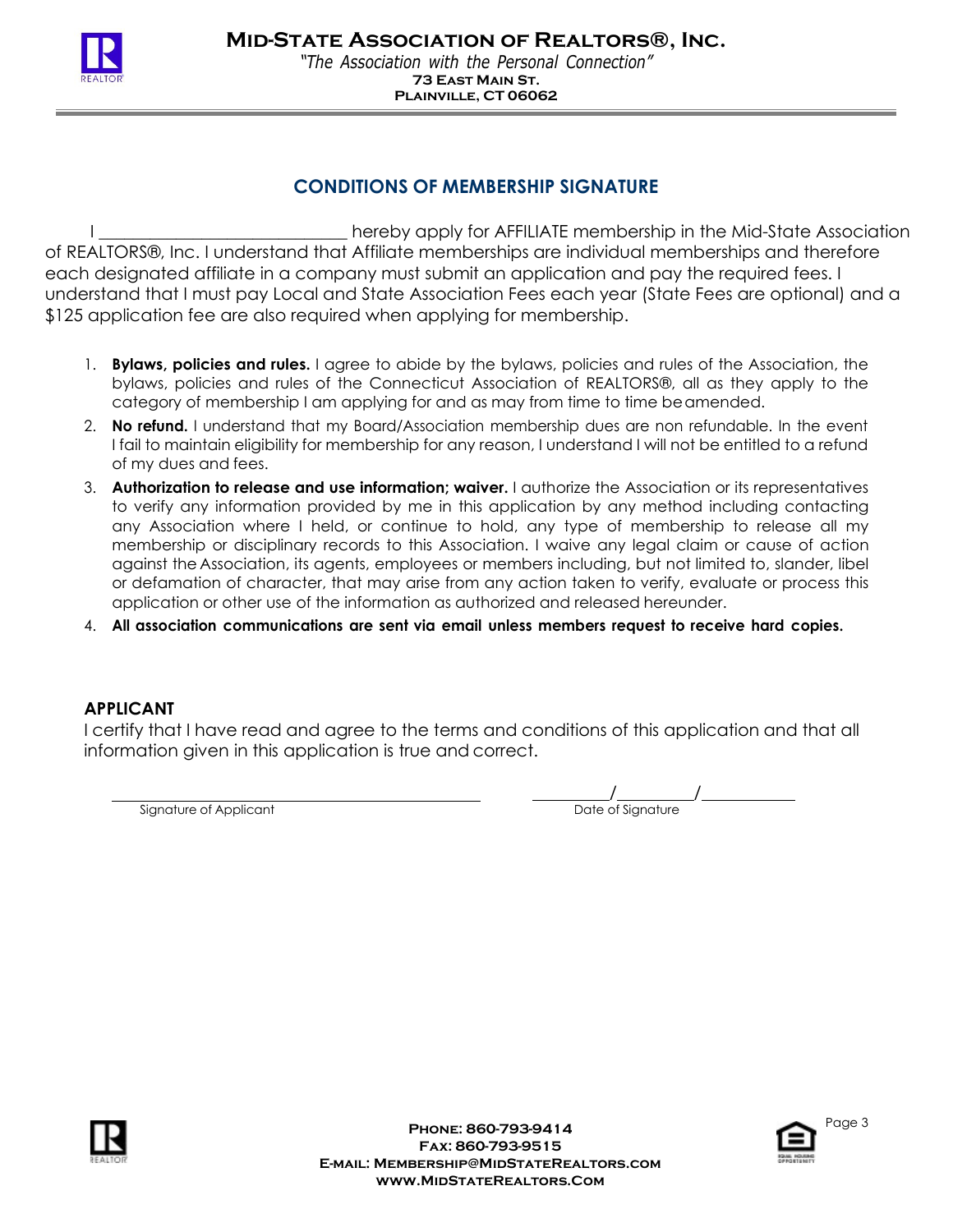# Mid-State Association of REALTORS®, Inc.

*"The Association with the Personal Connection"*

**73 East Main St.**
**Plainville, CT 06062**

## CONDITIONS OF MEMBERSHIP SIGNATURE

I ____________________________ hereby apply for AFFILIATE membership in the Mid-State Association of REALTORS®, Inc. I understand that Affiliate memberships are individual memberships and therefore each designated affiliate in a company must submit an application and pay the required fees. I understand that I must pay Local and State Association Fees each year (State Fees are optional) and a $125 application fee are also required when applying for membership.

1. **Bylaws, policies and rules.** I agree to abide by the bylaws, policies and rules of the Association, the bylaws, policies and rules of the Connecticut Association of REALTORS®, all as they apply to the category of membership I am applying for and as may from time to time be amended.
2. **No refund.** I understand that my Board/Association membership dues are non refundable. In the event I fail to maintain eligibility for membership for any reason, I understand I will not be entitled to a refund of my dues and fees.
3. **Authorization to release and use information; waiver.** I authorize the Association or its representatives to verify any information provided by me in this application by any method including contacting any Association where I held, or continue to hold, any type of membership to release all my membership or disciplinary records to this Association. I waive any legal claim or cause of action against the Association, its agents, employees or members including, but not limited to, slander, libel or defamation of character, that may arise from any action taken to verify, evaluate or process this application or other use of the information as authorized and released hereunder.
4. **All association communications are sent via email unless members request to receive hard copies.**

### APPLICANT

I certify that I have read and agree to the terms and conditions of this application and that all information given in this application is true and correct.

_____________________________________ &nbsp;&nbsp;&nbsp;&nbsp; ________/________/__________

Signature of Applicant &nbsp;&nbsp;&nbsp;&nbsp; Date of Signature

**Phone: 860-793-9414**
**Fax: 860-793-9515**
**E-mail: Membership@MidStateRealtors.com**
**www.MidStateRealtors.Com**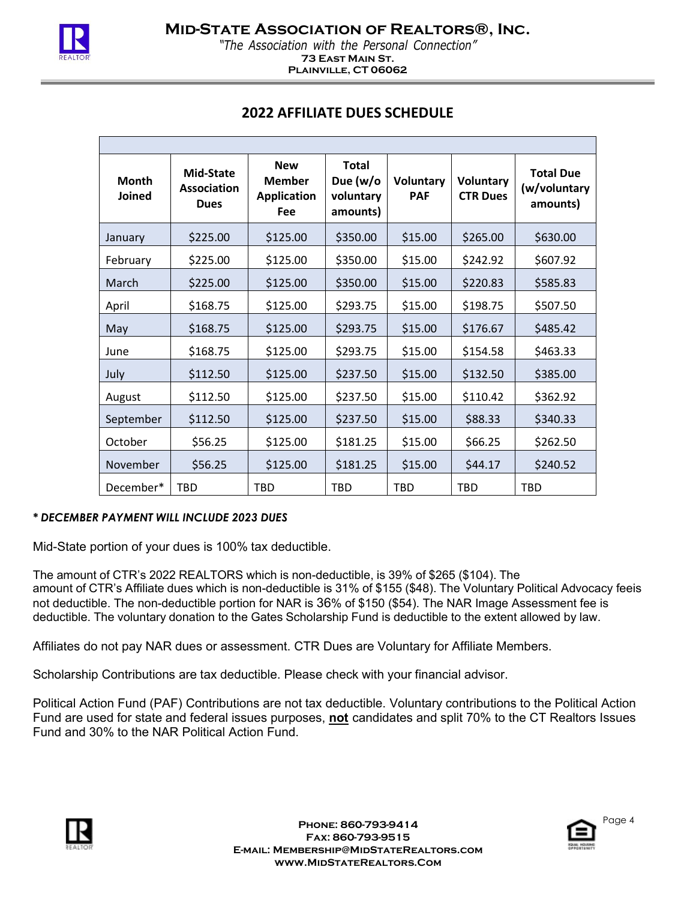# Mid-State Association of REALTORS®, Inc.

*"The Association with the Personal Connection"*

**73 East Main St.**
**Plainville, CT 06062**

## 2022 AFFILIATE DUES SCHEDULE

| Month Joined | Mid-State Association Dues | New Member Application Fee | Total Due (w/o voluntary amounts) | Voluntary PAF | Voluntary CTR Dues | Total Due (w/voluntary amounts) |
|---|---|---|---|---|---|---|
| January | $225.00 | $125.00 | $350.00 | $15.00 | $265.00 | $630.00 |
| February | $225.00 | $125.00 | $350.00 | $15.00 | $242.92 | $607.92 |
| March | $225.00 | $125.00 | $350.00 | $15.00 | $220.83 | $585.83 |
| April | $168.75 | $125.00 | $293.75 | $15.00 | $198.75 | $507.50 |
| May | $168.75 | $125.00 | $293.75 | $15.00 | $176.67 | $485.42 |
| June | $168.75 | $125.00 | $293.75 | $15.00 | $154.58 | $463.33 |
| July | $112.50 | $125.00 | $237.50 | $15.00 | $132.50 | $385.00 |
| August | $112.50 | $125.00 | $237.50 | $15.00 | $110.42 | $362.92 |
| September | $112.50 | $125.00 | $237.50 | $15.00 | $88.33 | $340.33 |
| October | $56.25 | $125.00 | $181.25 | $15.00 | $66.25 | $262.50 |
| November | $56.25 | $125.00 | $181.25 | $15.00 | $44.17 | $240.52 |
| December* | TBD | TBD | TBD | TBD | TBD | TBD |

***\* DECEMBER PAYMENT WILL INCLUDE 2023 DUES***

Mid-State portion of your dues is 100% tax deductible.

The amount of CTR's 2022 REALTORS which is non-deductible, is 39% of $265 ($104). The amount of CTR's Affiliate dues which is non-deductible is 31% of $155 ($48). The Voluntary Political Advocacy feeis not deductible. The non-deductible portion for NAR is 36% of $150 ($54). The NAR Image Assessment fee is deductible. The voluntary donation to the Gates Scholarship Fund is deductible to the extent allowed by law.

Affiliates do not pay NAR dues or assessment. CTR Dues are Voluntary for Affiliate Members.

Scholarship Contributions are tax deductible. Please check with your financial advisor.

Political Action Fund (PAF) Contributions are not tax deductible. Voluntary contributions to the Political Action Fund are used for state and federal issues purposes, **not** candidates and split 70% to the CT Realtors Issues Fund and 30% to the NAR Political Action Fund.

**Phone: 860-793-9414**
**Fax: 860-793-9515**
**E-mail: Membership@MidStateRealtors.com**
**www.MidStateRealtors.Com**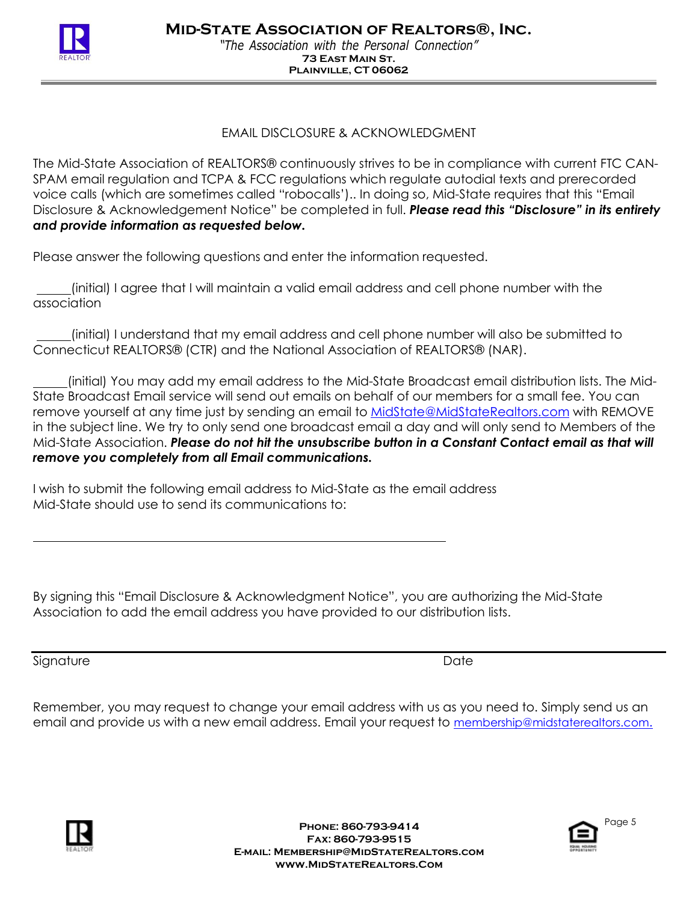# Mid-State Association of REALTORS®, Inc.

*"The Association with the Personal Connection"*

73 East Main St.
Plainville, CT 06062

## EMAIL DISCLOSURE & ACKNOWLEDGMENT

The Mid-State Association of REALTORS® continuously strives to be in compliance with current FTC CAN-SPAM email regulation and TCPA & FCC regulations which regulate autodial texts and prerecorded voice calls (which are sometimes called "robocalls').. In doing so, Mid-State requires that this "Email Disclosure & Acknowledgement Notice" be completed in full. ***Please read this "Disclosure" in its entirety and provide information as requested below.***

Please answer the following questions and enter the information requested.

_____(initial) I agree that I will maintain a valid email address and cell phone number with the association

_____(initial) I understand that my email address and cell phone number will also be submitted to Connecticut REALTORS® (CTR) and the National Association of REALTORS® (NAR).

_____(initial) You may add my email address to the Mid-State Broadcast email distribution lists. The Mid-State Broadcast Email service will send out emails on behalf of our members for a small fee. You can remove yourself at any time just by sending an email to MidState@MidStateRealtors.com with REMOVE in the subject line. We try to only send one broadcast email a day and will only send to Members of the Mid-State Association. ***Please do not hit the unsubscribe button in a Constant Contact email as that will remove you completely from all Email communications.***

I wish to submit the following email address to Mid-State as the email address Mid-State should use to send its communications to:

______________________________________________________________

By signing this "Email Disclosure & Acknowledgment Notice", you are authorizing the Mid-State Association to add the email address you have provided to our distribution lists.

______________________________________________________________

Signature                                                                                    Date

Remember, you may request to change your email address with us as you need to. Simply send us an email and provide us with a new email address. Email your request to membership@midstaterealtors.com.

Phone: 860-793-9414
Fax: 860-793-9515
E-mail: Membership@MidStateRealtors.com
www.MidStateRealtors.Com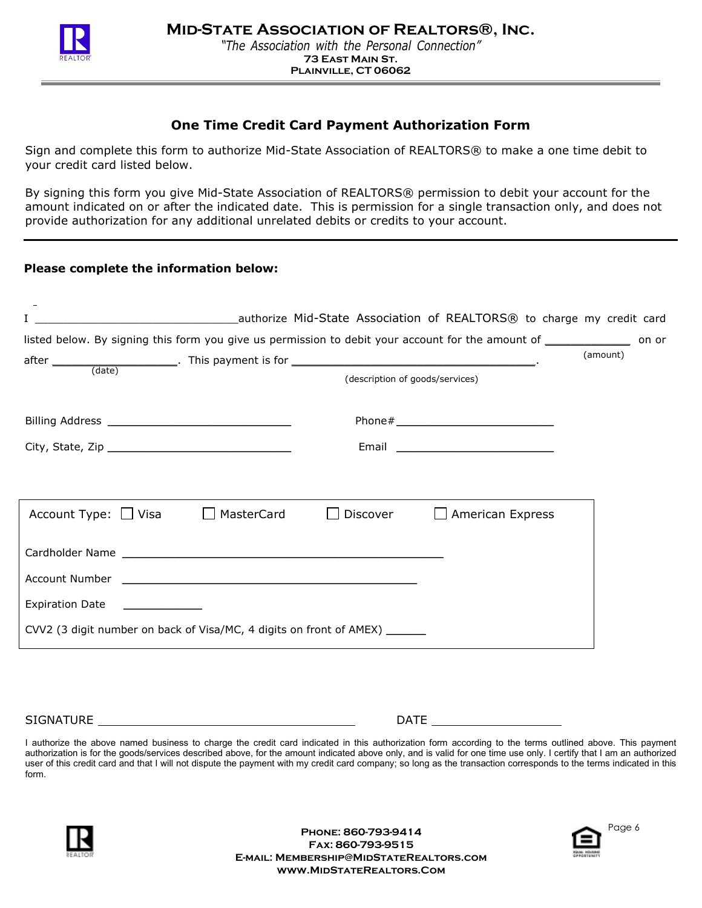# Mid-State Association of REALTORS®, Inc.

*"The Association with the Personal Connection"*

73 East Main St.
Plainville, CT 06062

## One Time Credit Card Payment Authorization Form

Sign and complete this form to authorize Mid-State Association of REALTORS® to make a one time debit to your credit card listed below.

By signing this form you give Mid-State Association of REALTORS® permission to debit your account for the amount indicated on or after the indicated date. This is permission for a single transaction only, and does not provide authorization for any additional unrelated debits or credits to your account.

**Please complete the information below:**

I ______________________________authorize Mid-State Association of REALTORS® to charge my credit card listed below. By signing this form you give us permission to debit your account for the amount of ____________ (amount) on or after __________________ (date). This payment is for ____________________________________ (description of goods/services).

Billing Address ___________________________ Phone# _______________________

City, State, Zip ___________________________ Email _______________________

Account Type: ☐ Visa ☐ MasterCard ☐ Discover ☐ American Express

Cardholder Name ________________________________________________

Account Number ____________________________________________

Expiration Date ___________

CVV2 (3 digit number on back of Visa/MC, 4 digits on front of AMEX) ______

SIGNATURE ____________________________________ DATE ___________________

I authorize the above named business to charge the credit card indicated in this authorization form according to the terms outlined above. This payment authorization is for the goods/services described above, for the amount indicated above only, and is valid for one time use only. I certify that I am an authorized user of this credit card and that I will not dispute the payment with my credit card company; so long as the transaction corresponds to the terms indicated in this form.

Phone: 860-793-9414
Fax: 860-793-9515
E-mail: Membership@MidStateRealtors.com
www.MidStateRealtors.Com